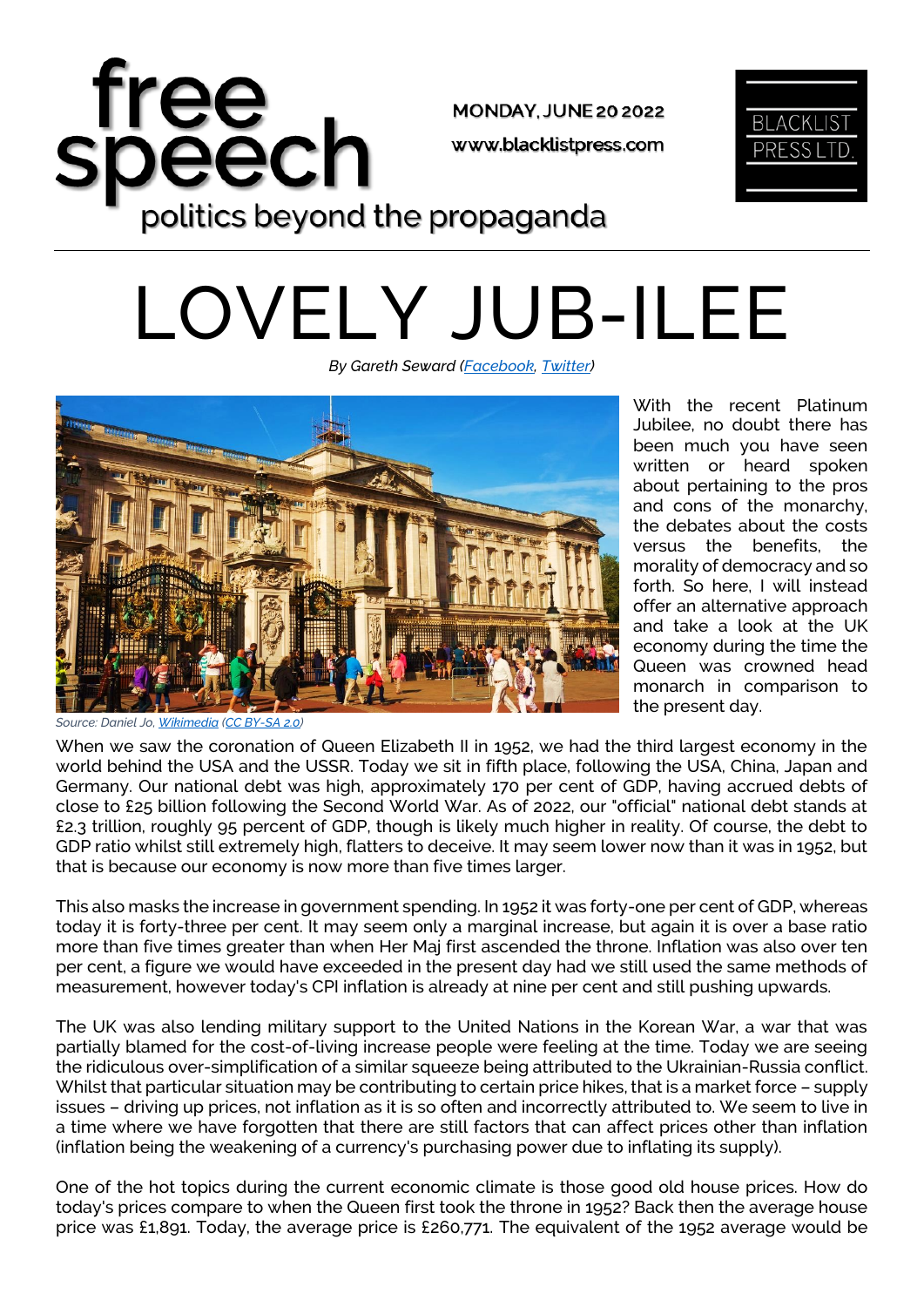# free speech

politics beyond the propaganda

MONDAY, JUNE 20 2022

www.blacklistpress.com

BLACKLIST PRESS LTD.

# LOVELY JUB-ILEE

*By Gareth Seward ([Facebook](), [Twitter]())*

*Source: Daniel Jo, [Wikimedia]() ([CC BY-SA 2.0]())*

With the recent Platinum Jubilee, no doubt there has been much you have seen written or heard spoken about pertaining to the pros and cons of the monarchy, the debates about the costs versus the benefits, the morality of democracy and so forth. So here, I will instead offer an alternative approach and take a look at the UK economy during the time the Queen was crowned head monarch in comparison to the present day.

When we saw the coronation of Queen Elizabeth II in 1952, we had the third largest economy in the world behind the USA and the USSR. Today we sit in fifth place, following the USA, China, Japan and Germany. Our national debt was high, approximately 170 per cent of GDP, having accrued debts of close to £25 billion following the Second World War. As of 2022, our "official" national debt stands at £2.3 trillion, roughly 95 percent of GDP, though is likely much higher in reality. Of course, the debt to GDP ratio whilst still extremely high, flatters to deceive. It may seem lower now than it was in 1952, but that is because our economy is now more than five times larger.

This also masks the increase in government spending. In 1952 it was forty-one per cent of GDP, whereas today it is forty-three per cent. It may seem only a marginal increase, but again it is over a base ratio more than five times greater than when Her Maj first ascended the throne. Inflation was also over ten per cent, a figure we would have exceeded in the present day had we still used the same methods of measurement, however today's CPI inflation is already at nine per cent and still pushing upwards.

The UK was also lending military support to the United Nations in the Korean War, a war that was partially blamed for the cost-of-living increase people were feeling at the time. Today we are seeing the ridiculous over-simplification of a similar squeeze being attributed to the Ukrainian-Russia conflict. Whilst that particular situation may be contributing to certain price hikes, that is a market force – supply issues – driving up prices, not inflation as it is so often and incorrectly attributed to. We seem to live in a time where we have forgotten that there are still factors that can affect prices other than inflation (inflation being the weakening of a currency's purchasing power due to inflating its supply).

One of the hot topics during the current economic climate is those good old house prices. How do today's prices compare to when the Queen first took the throne in 1952? Back then the average house price was £1,891. Today, the average price is £260,771. The equivalent of the 1952 average would be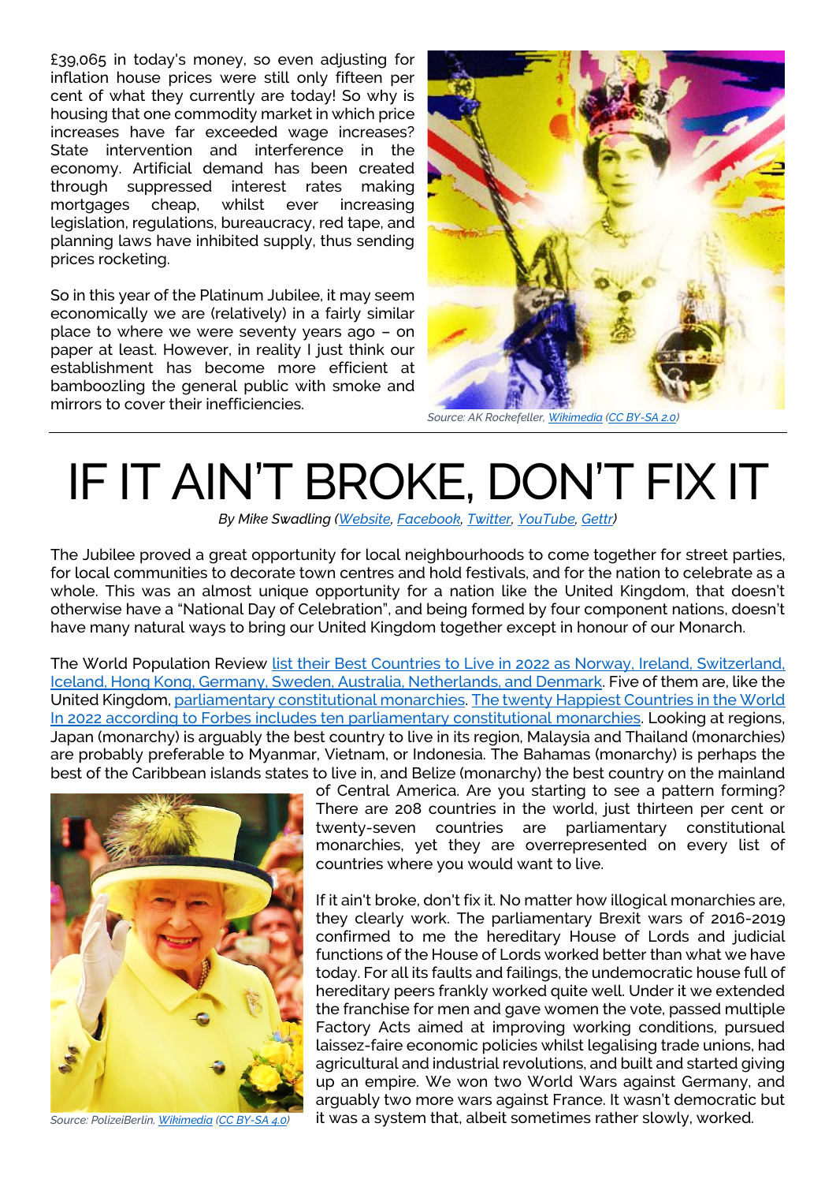£39,065 in today's money, so even adjusting for inflation house prices were still only fifteen per cent of what they currently are today! So why is housing that one commodity market in which price increases have far exceeded wage increases? State intervention and interference in the economy. Artificial demand has been created through suppressed interest rates making mortgages cheap, whilst ever increasing legislation, regulations, bureaucracy, red tape, and planning laws have inhibited supply, thus sending prices rocketing.

So in this year of the Platinum Jubilee, it may seem economically we are (relatively) in a fairly similar place to where we were seventy years ago – on paper at least. However, in reality I just think our establishment has become more efficient at bamboozling the general public with smoke and mirrors to cover their inefficiencies.

*Source: AK Rockefeller, Wikimedia (CC BY-SA 2.0)*

# IF IT AIN'T BROKE, DON'T FIX IT

*By Mike Swadling (Website, Facebook, Twitter, YouTube, Gettr)*

The Jubilee proved a great opportunity for local neighbourhoods to come together for street parties, for local communities to decorate town centres and hold festivals, and for the nation to celebrate as a whole. This was an almost unique opportunity for a nation like the United Kingdom, that doesn't otherwise have a "National Day of Celebration", and being formed by four component nations, doesn't have many natural ways to bring our United Kingdom together except in honour of our Monarch.

The World Population Review list their Best Countries to Live in 2022 as Norway, Ireland, Switzerland, Iceland, Hong Kong, Germany, Sweden, Australia, Netherlands, and Denmark. Five of them are, like the United Kingdom, parliamentary constitutional monarchies. The twenty Happiest Countries in the World In 2022 according to Forbes includes ten parliamentary constitutional monarchies. Looking at regions, Japan (monarchy) is arguably the best country to live in its region, Malaysia and Thailand (monarchies) are probably preferable to Myanmar, Vietnam, or Indonesia. The Bahamas (monarchy) is perhaps the best of the Caribbean islands states to live in, and Belize (monarchy) the best country on the mainland of Central America. Are you starting to see a pattern forming? There are 208 countries in the world, just thirteen per cent or twenty-seven countries are parliamentary constitutional monarchies, yet they are overrepresented on every list of countries where you would want to live.

*Source: PolizeiBerlin, Wikimedia (CC BY-SA 4.0)*

If it ain't broke, don't fix it. No matter how illogical monarchies are, they clearly work. The parliamentary Brexit wars of 2016-2019 confirmed to me the hereditary House of Lords and judicial functions of the House of Lords worked better than what we have today. For all its faults and failings, the undemocratic house full of hereditary peers frankly worked quite well. Under it we extended the franchise for men and gave women the vote, passed multiple Factory Acts aimed at improving working conditions, pursued laissez-faire economic policies whilst legalising trade unions, had agricultural and industrial revolutions, and built and started giving up an empire. We won two World Wars against Germany, and arguably two more wars against France. It wasn't democratic but it was a system that, albeit sometimes rather slowly, worked.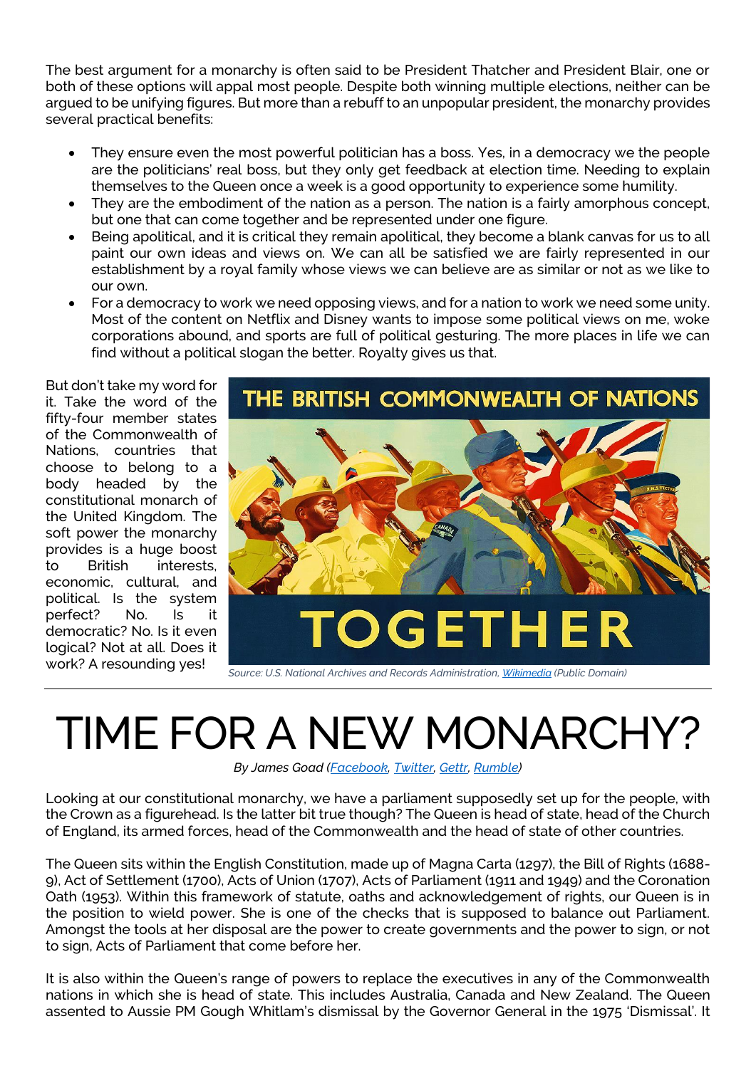The best argument for a monarchy is often said to be President Thatcher and President Blair, one or both of these options will appal most people. Despite both winning multiple elections, neither can be argued to be unifying figures. But more than a rebuff to an unpopular president, the monarchy provides several practical benefits:

- They ensure even the most powerful politician has a boss. Yes, in a democracy we the people are the politicians' real boss, but they only get feedback at election time. Needing to explain themselves to the Queen once a week is a good opportunity to experience some humility.
- They are the embodiment of the nation as a person. The nation is a fairly amorphous concept, but one that can come together and be represented under one figure.
- Being apolitical, and it is critical they remain apolitical, they become a blank canvas for us to all paint our own ideas and views on. We can all be satisfied we are fairly represented in our establishment by a royal family whose views we can believe are as similar or not as we like to our own.
- For a democracy to work we need opposing views, and for a nation to work we need some unity. Most of the content on Netflix and Disney wants to impose some political views on me, woke corporations abound, and sports are full of political gesturing. The more places in life we can find without a political slogan the better. Royalty gives us that.

But don't take my word for it. Take the word of the fifty-four member states of the Commonwealth of Nations, countries that choose to belong to a body headed by the constitutional monarch of the United Kingdom. The soft power the monarchy provides is a huge boost to British interests, economic, cultural, and political. Is the system perfect? No. Is it democratic? No. Is it even logical? Not at all. Does it work? A resounding yes!

THE BRITISH COMMONWEALTH OF NATIONS

TOGETHER

*Source: U.S. National Archives and Records Administration, Wikimedia (Public Domain)*

# TIME FOR A NEW MONARCHY?

*By James Goad (Facebook, Twitter, Gettr, Rumble)*

Looking at our constitutional monarchy, we have a parliament supposedly set up for the people, with the Crown as a figurehead. Is the latter bit true though? The Queen is head of state, head of the Church of England, its armed forces, head of the Commonwealth and the head of state of other countries.

The Queen sits within the English Constitution, made up of Magna Carta (1297), the Bill of Rights (1688-9), Act of Settlement (1700), Acts of Union (1707), Acts of Parliament (1911 and 1949) and the Coronation Oath (1953). Within this framework of statute, oaths and acknowledgement of rights, our Queen is in the position to wield power. She is one of the checks that is supposed to balance out Parliament. Amongst the tools at her disposal are the power to create governments and the power to sign, or not to sign, Acts of Parliament that come before her.

It is also within the Queen's range of powers to replace the executives in any of the Commonwealth nations in which she is head of state. This includes Australia, Canada and New Zealand. The Queen assented to Aussie PM Gough Whitlam's dismissal by the Governor General in the 1975 'Dismissal'. It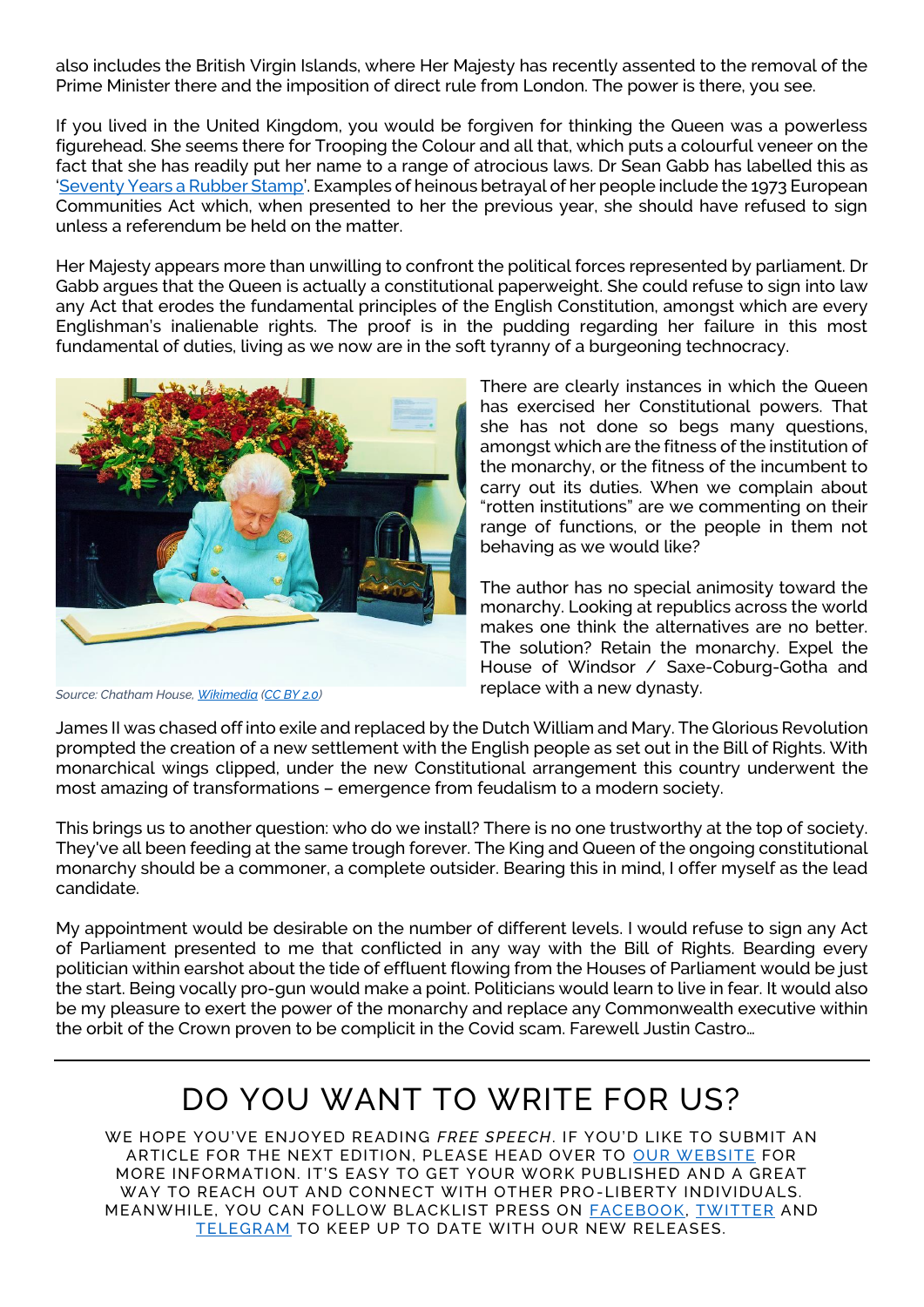also includes the British Virgin Islands, where Her Majesty has recently assented to the removal of the Prime Minister there and the imposition of direct rule from London. The power is there, you see.

If you lived in the United Kingdom, you would be forgiven for thinking the Queen was a powerless figurehead. She seems there for Trooping the Colour and all that, which puts a colourful veneer on the fact that she has readily put her name to a range of atrocious laws. Dr Sean Gabb has labelled this as 'Seventy Years a Rubber Stamp'. Examples of heinous betrayal of her people include the 1973 European Communities Act which, when presented to her the previous year, she should have refused to sign unless a referendum be held on the matter.

Her Majesty appears more than unwilling to confront the political forces represented by parliament. Dr Gabb argues that the Queen is actually a constitutional paperweight. She could refuse to sign into law any Act that erodes the fundamental principles of the English Constitution, amongst which are every Englishman's inalienable rights. The proof is in the pudding regarding her failure in this most fundamental of duties, living as we now are in the soft tyranny of a burgeoning technocracy.

*Source: Chatham House, Wikimedia (CC BY 2.0)*

There are clearly instances in which the Queen has exercised her Constitutional powers. That she has not done so begs many questions, amongst which are the fitness of the institution of the monarchy, or the fitness of the incumbent to carry out its duties. When we complain about "rotten institutions" are we commenting on their range of functions, or the people in them not behaving as we would like?

The author has no special animosity toward the monarchy. Looking at republics across the world makes one think the alternatives are no better. The solution? Retain the monarchy. Expel the House of Windsor / Saxe-Coburg-Gotha and replace with a new dynasty.

James II was chased off into exile and replaced by the Dutch William and Mary. The Glorious Revolution prompted the creation of a new settlement with the English people as set out in the Bill of Rights. With monarchical wings clipped, under the new Constitutional arrangement this country underwent the most amazing of transformations – emergence from feudalism to a modern society.

This brings us to another question: who do we install? There is no one trustworthy at the top of society. They've all been feeding at the same trough forever. The King and Queen of the ongoing constitutional monarchy should be a commoner, a complete outsider. Bearing this in mind, I offer myself as the lead candidate.

My appointment would be desirable on the number of different levels. I would refuse to sign any Act of Parliament presented to me that conflicted in any way with the Bill of Rights. Bearding every politician within earshot about the tide of effluent flowing from the Houses of Parliament would be just the start. Being vocally pro-gun would make a point. Politicians would learn to live in fear. It would also be my pleasure to exert the power of the monarchy and replace any Commonwealth executive within the orbit of the Crown proven to be complicit in the Covid scam. Farewell Justin Castro…

---

# DO YOU WANT TO WRITE FOR US?

WE HOPE YOU'VE ENJOYED READING *FREE SPEECH*. IF YOU'D LIKE TO SUBMIT AN ARTICLE FOR THE NEXT EDITION, PLEASE HEAD OVER TO OUR WEBSITE FOR MORE INFORMATION. IT'S EASY TO GET YOUR WORK PUBLISHED AND A GREAT WAY TO REACH OUT AND CONNECT WITH OTHER PRO-LIBERTY INDIVIDUALS. MEANWHILE, YOU CAN FOLLOW BLACKLIST PRESS ON FACEBOOK, TWITTER AND TELEGRAM TO KEEP UP TO DATE WITH OUR NEW RELEASES.